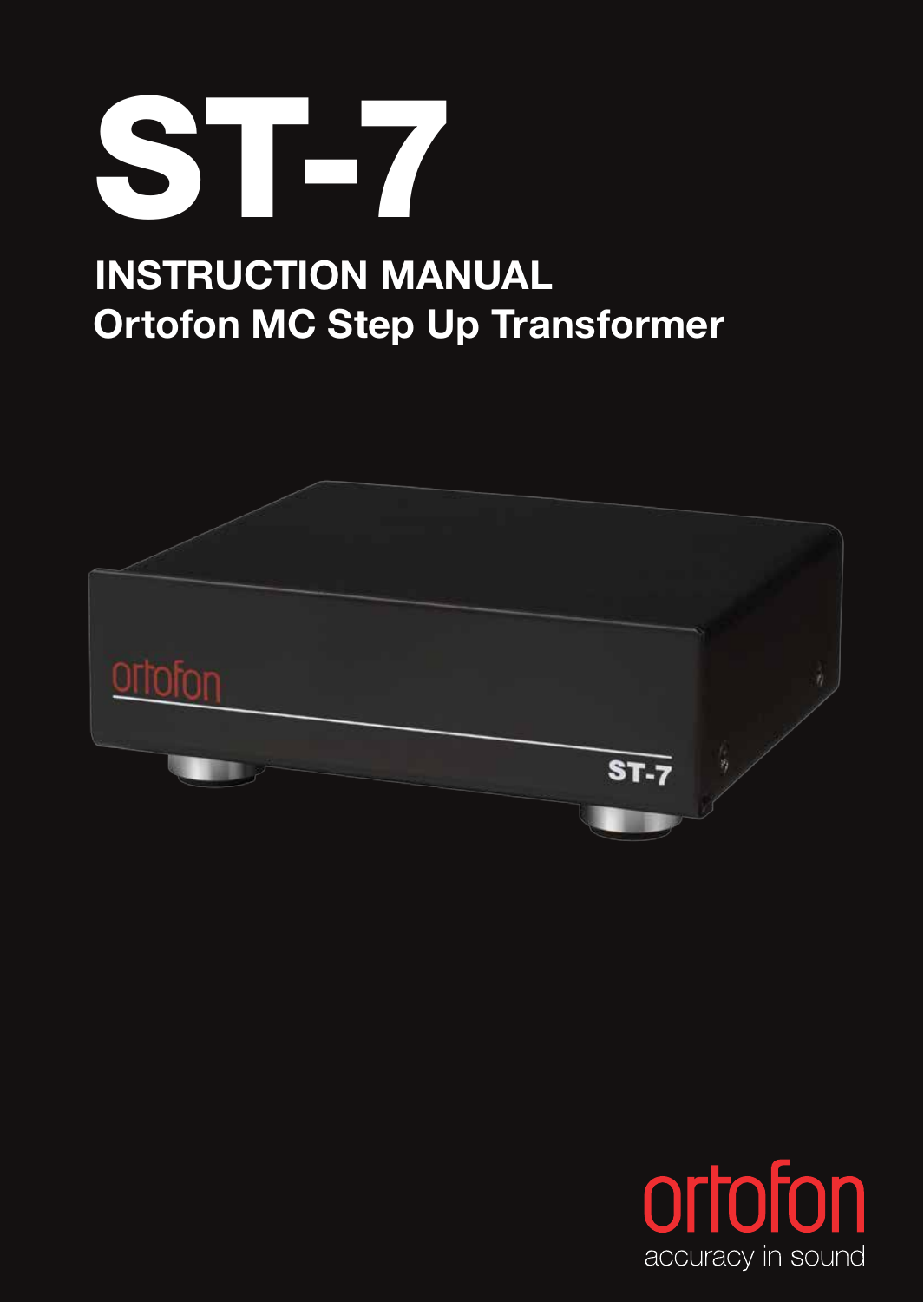# ST-7

## INSTRUCTION MANUAL
## Ortofon MC Step Up Transformer

ortofon
accuracy in sound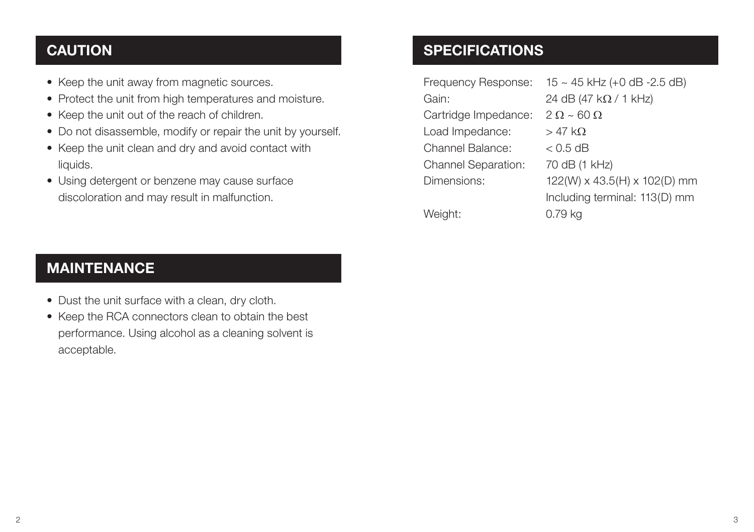## CAUTION

- Keep the unit away from magnetic sources.
- Protect the unit from high temperatures and moisture.
- Keep the unit out of the reach of children.
- Do not disassemble, modify or repair the unit by yourself.
- Keep the unit clean and dry and avoid contact with liquids.
- Using detergent or benzene may cause surface discoloration and may result in malfunction.

## MAINTENANCE

- Dust the unit surface with a clean, dry cloth.
- Keep the RCA connectors clean to obtain the best performance. Using alcohol as a cleaning solvent is acceptable.

## SPECIFICATIONS

| | |
|---|---|
| Frequency Response: | 15 ~ 45 kHz (+0 dB -2.5 dB) |
| Gain: | 24 dB (47 kΩ / 1 kHz) |
| Cartridge Impedance: | 2 Ω ~ 60 Ω |
| Load Impedance: | > 47 kΩ |
| Channel Balance: | < 0.5 dB |
| Channel Separation: | 70 dB (1 kHz) |
| Dimensions: | 122(W) x 43.5(H) x 102(D) mm<br>Including terminal: 113(D) mm |
| Weight: | 0.79 kg |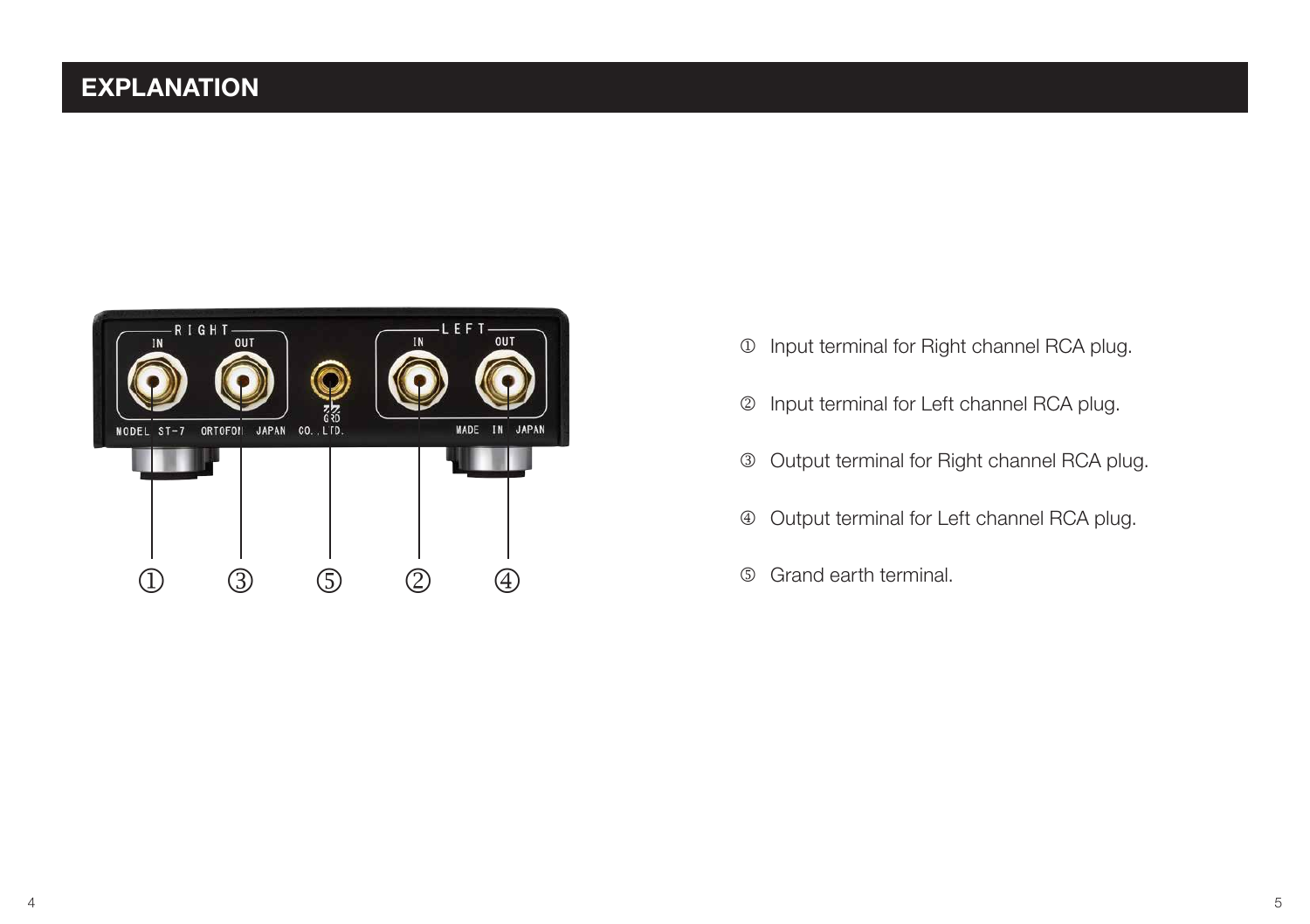# EXPLANATION

① Input terminal for Right channel RCA plug.

② Input terminal for Left channel RCA plug.

③ Output terminal for Right channel RCA plug.

④ Output terminal for Left channel RCA plug.

⑤ Grand earth terminal.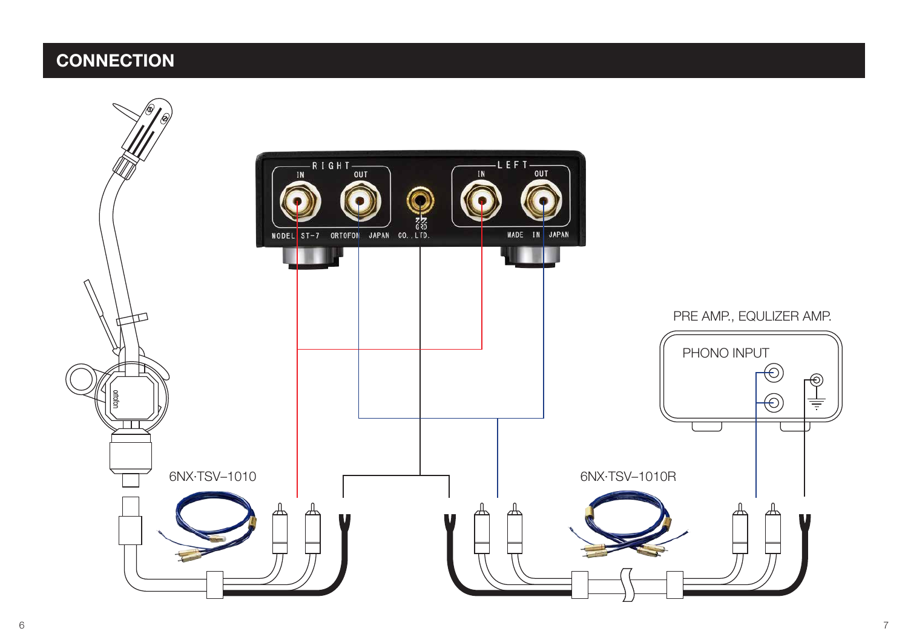## CONNECTION

RIGHT

IN OUT

MODEL ST-7 ORTOFON JAPAN CO., LTD.

GRD

LEFT

IN OUT

MADE IN JAPAN

PRE AMP., EQULIZER AMP.

PHONO INPUT

6NX·TSV–1010

6NX·TSV–1010R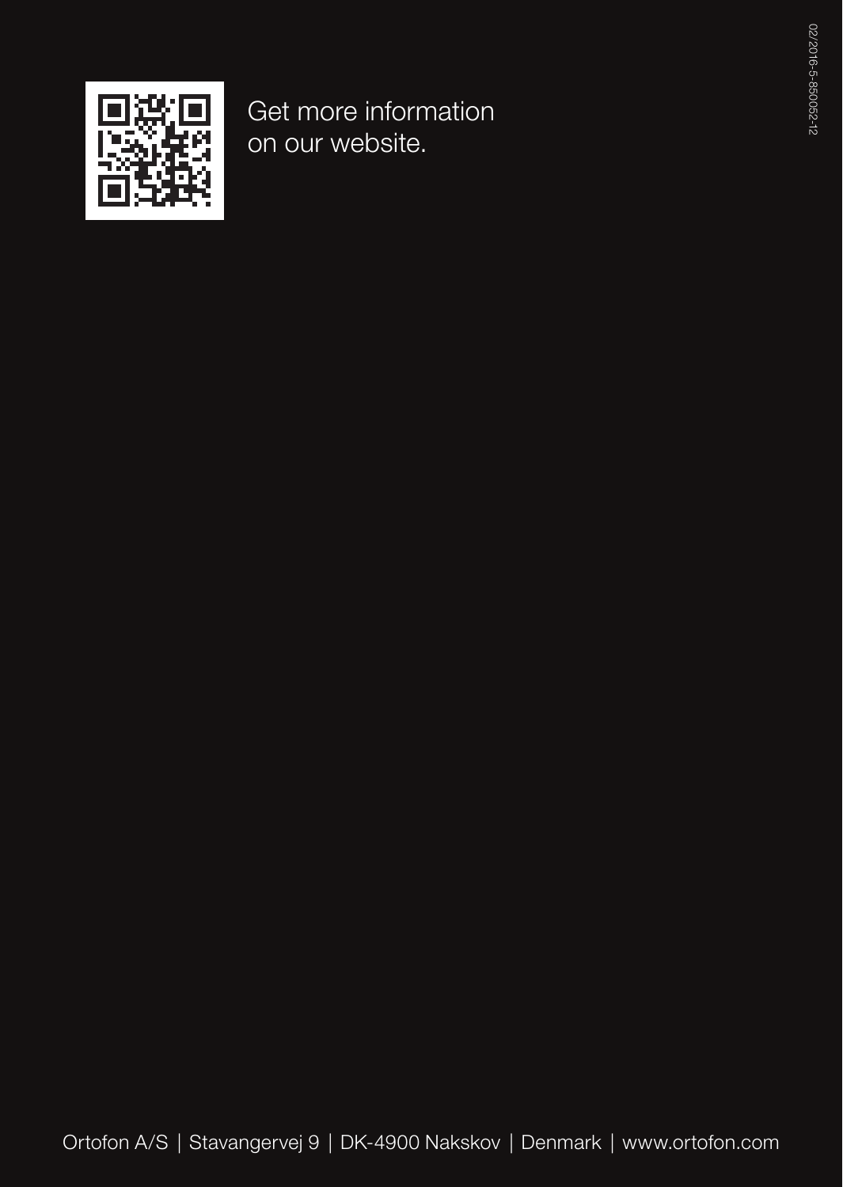Get more information
on our website.

Ortofon A/S | Stavangervej 9 | DK-4900 Nakskov | Denmark | www.ortofon.com

02/2016-5-850052-12